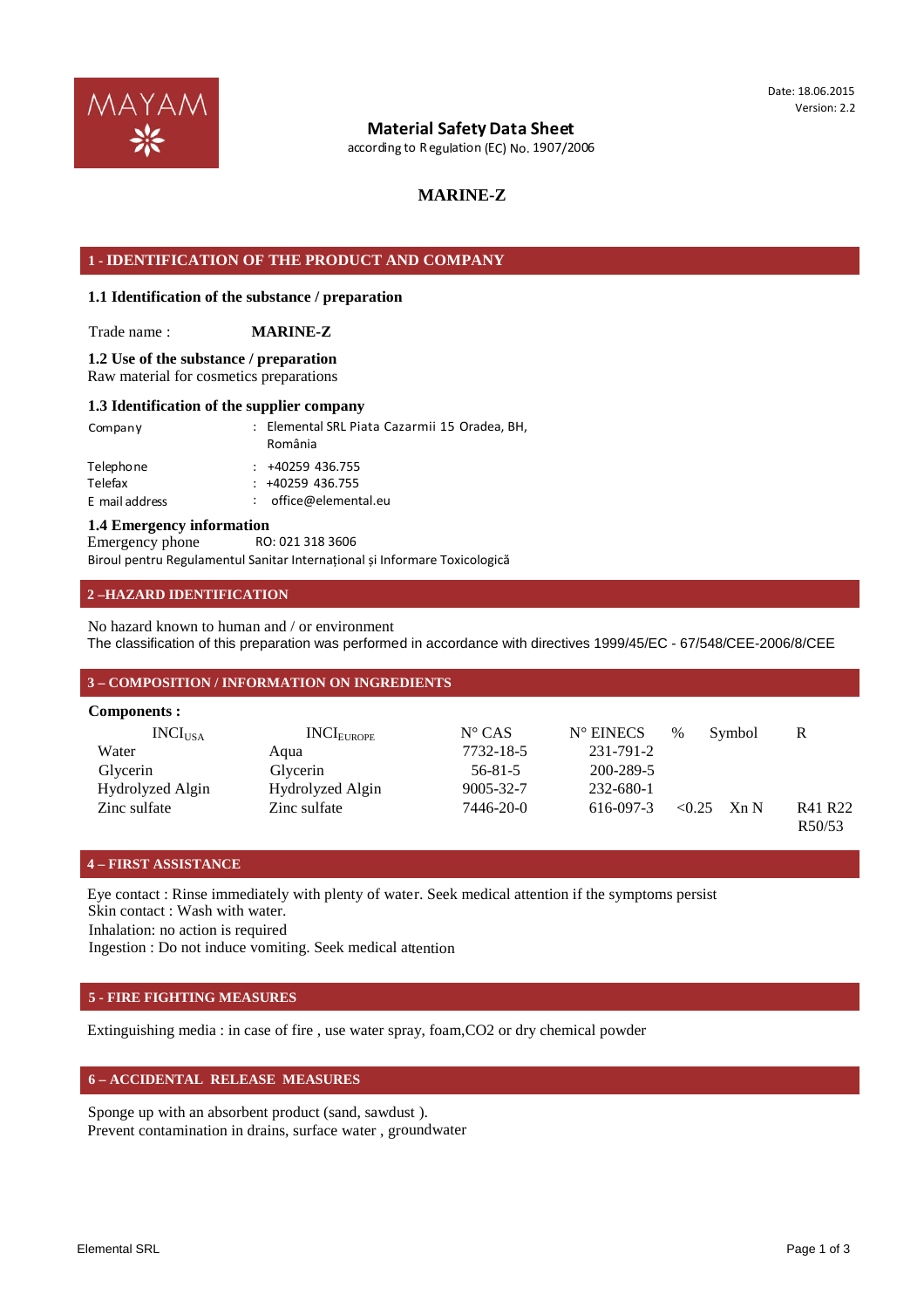Date: 18.06.2015
Version: 2.2

# Material Safety Data Sheet

according to Regulation (EC) No. 1907/2006

## MARINE-Z

## 1 - IDENTIFICATION OF THE PRODUCT AND COMPANY

### 1.1 Identification of the substance / preparation

Trade name : **MARINE-Z**

### 1.2 Use of the substance / preparation

Raw material for cosmetics preparations

### 1.3 Identification of the supplier company

| | |
|---|---|
| Company | : Elemental SRL Piata Cazarmii 15 Oradea, BH, România |
| Telephone | : +40259 436.755 |
| Telefax | : +40259 436.755 |
| E mail address | : office@elemental.eu |

### 1.4 Emergency information

Emergency phone RO: 021 318 3606

Biroul pentru Regulamentul Sanitar Internațional și Informare Toxicologică

## 2 –HAZARD IDENTIFICATION

No hazard known to human and / or environment

The classification of this preparation was performed in accordance with directives 1999/45/EC - 67/548/CEE-2006/8/CEE

## 3 – COMPOSITION / INFORMATION ON INGREDIENTS

**Components :**

| $INCI_{USA}$ | $INCI_{EUROPE}$ | N° CAS | N° EINECS | % | Symbol | R |
|---|---|---|---|---|---|---|
| Water | Aqua | 7732-18-5 | 231-791-2 | | | |
| Glycerin | Glycerin | 56-81-5 | 200-289-5 | | | |
| Hydrolyzed Algin | Hydrolyzed Algin | 9005-32-7 | 232-680-1 | | | |
| Zinc sulfate | Zinc sulfate | 7446-20-0 | 616-097-3 | <0.25 | Xn N | R41 R22 R50/53 |

## 4 – FIRST ASSISTANCE

Eye contact : Rinse immediately with plenty of water. Seek medical attention if the symptoms persist

Skin contact : Wash with water.

Inhalation: no action is required

Ingestion : Do not induce vomiting. Seek medical attention

## 5 - FIRE FIGHTING MEASURES

Extinguishing media : in case of fire , use water spray, foam,CO2 or dry chemical powder

## 6 – ACCIDENTAL RELEASE MEASURES

Sponge up with an absorbent product (sand, sawdust ).

Prevent contamination in drains, surface water , groundwater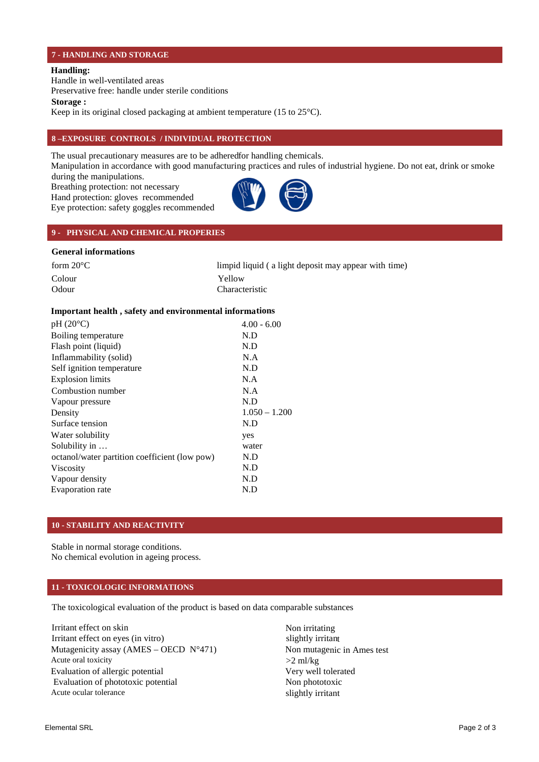## 7 - HANDLING AND STORAGE

**Handling:**

Handle in well-ventilated areas

Preservative free: handle under sterile conditions

**Storage :**

Keep in its original closed packaging at ambient temperature (15 to 25°C).

## 8 –EXPOSURE CONTROLS / INDIVIDUAL PROTECTION

The usual precautionary measures are to be adheredfor handling chemicals.

Manipulation in accordance with good manufacturing practices and rules of industrial hygiene. Do not eat, drink or smoke during the manipulations.

Breathing protection: not necessary

Hand protection: gloves recommended

Eye protection: safety goggles recommended

## 9 - PHYSICAL AND CHEMICAL PROPERIES

**General informations**

| | |
|---|---|
| form 20°C | limpid liquid ( a light deposit may appear with time) |
| Colour | Yellow |
| Odour | Characteristic |

**Important health , safety and environmental informations**

| | |
|---|---|
| pH (20°C) | 4.00 - 6.00 |
| Boiling temperature | N.D |
| Flash point (liquid) | N.D |
| Inflammability (solid) | N.A |
| Self ignition temperature | N.D |
| Explosion limits | N.A |
| Combustion number | N.A |
| Vapour pressure | N.D |
| Density | 1.050 – 1.200 |
| Surface tension | N.D |
| Water solubility | yes |
| Solubility in … | water |
| octanol/water partition coefficient (low pow) | N.D |
| Viscosity | N.D |
| Vapour density | N.D |
| Evaporation rate | N.D |

## 10 - STABILITY AND REACTIVITY

Stable in normal storage conditions.

No chemical evolution in ageing process.

## 11 - TOXICOLOGIC INFORMATIONS

The toxicological evaluation of the product is based on data comparable substances

| | |
|---|---|
| Irritant effect on skin | Non irritating |
| Irritant effect on eyes (in vitro) | slightly irritant |
| Mutagenicity assay (AMES – OECD N°471) | Non mutagenic in Ames test |
| Acute oral toxicity | >2 ml/kg |
| Evaluation of allergic potential | Very well tolerated |
| Evaluation of phototoxic potential | Non phototoxic |
| Acute ocular tolerance | slightly irritant |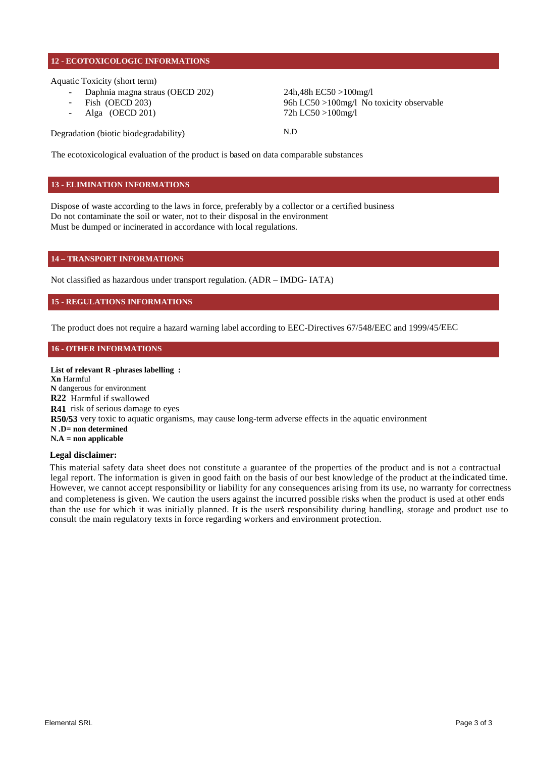## 12 - ECOTOXICOLOGIC INFORMATIONS

Aquatic Toxicity (short term)

| | |
|---|---|
| - Daphnia magna straus (OECD 202) | 24h,48h EC50 >100mg/l |
| - Fish (OECD 203) | 96h LC50 >100mg/l No toxicity observable |
| - Alga (OECD 201) | 72h LC50 >100mg/l |
| Degradation (biotic biodegradability) | N.D |

The ecotoxicological evaluation of the product is based on data comparable substances

## 13 - ELIMINATION INFORMATIONS

Dispose of waste according to the laws in force, preferably by a collector or a certified business
Do not contaminate the soil or water, not to their disposal in the environment
Must be dumped or incinerated in accordance with local regulations.

## 14 – TRANSPORT INFORMATIONS

Not classified as hazardous under transport regulation. (ADR – IMDG- IATA)

## 15 - REGULATIONS INFORMATIONS

The product does not require a hazard warning label according to EEC-Directives 67/548/EEC and 1999/45/EEC

## 16 - OTHER INFORMATIONS

**List of relevant R -phrases labelling :**
**Xn** Harmful
**N** dangerous for environment
**R22** Harmful if swallowed
**R41** risk of serious damage to eyes
**R50/53** very toxic to aquatic organisms, may cause long-term adverse effects in the aquatic environment
**N .D= non determined**
**N.A = non applicable**

**Legal disclaimer:**

This material safety data sheet does not constitute a guarantee of the properties of the product and is not a contractual legal report. The information is given in good faith on the basis of our best knowledge of the product at the indicated time. However, we cannot accept responsibility or liability for any consequences arising from its use, no warranty for correctness and completeness is given. We caution the users against the incurred possible risks when the product is used at other ends than the use for which it was initially planned. It is the users responsibility during handling, storage and product use to consult the main regulatory texts in force regarding workers and environment protection.